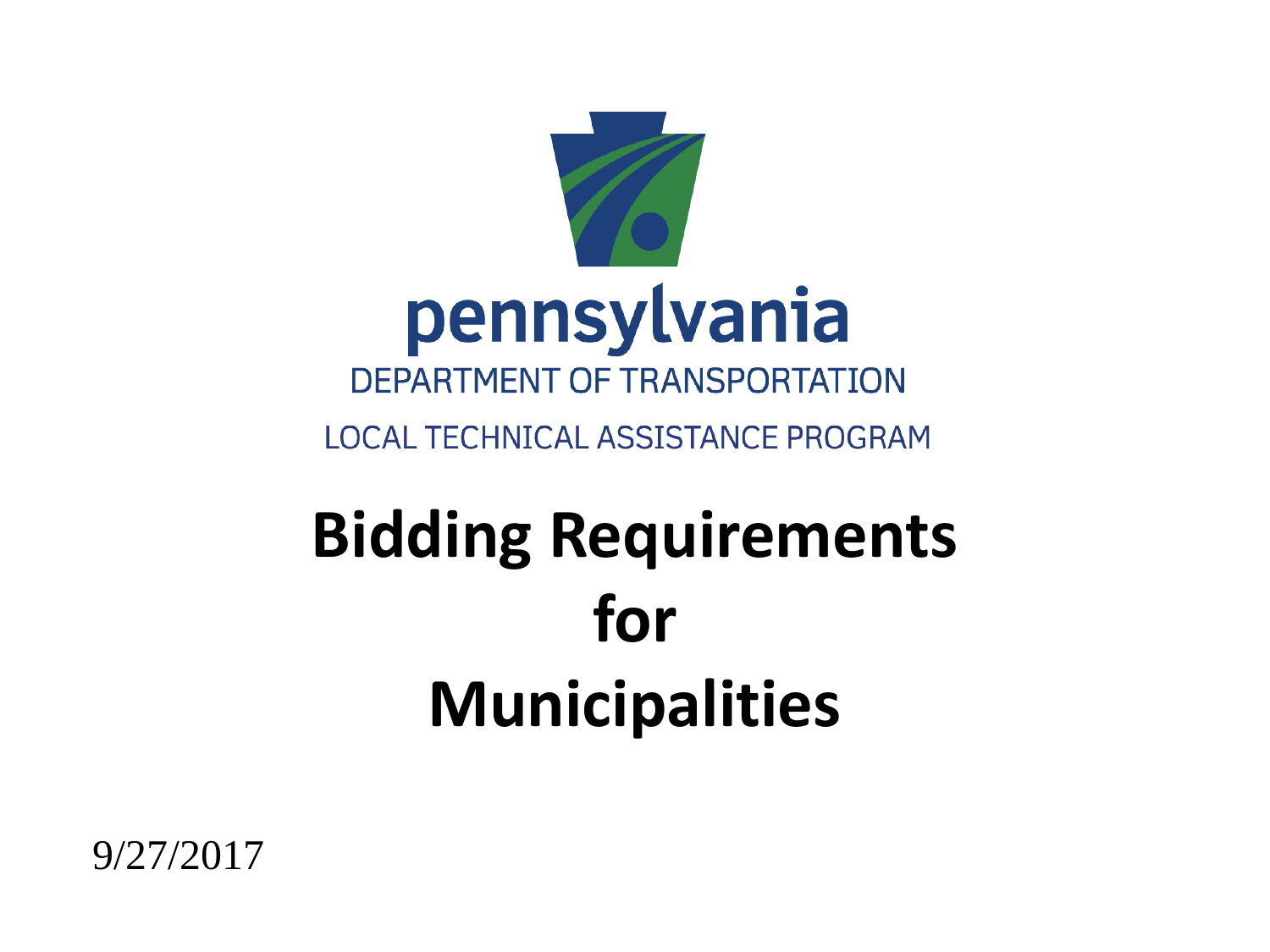pennsylvania

DEPARTMENT OF TRANSPORTATION

LOCAL TECHNICAL ASSISTANCE PROGRAM

# Bidding Requirements for Municipalities

9/27/2017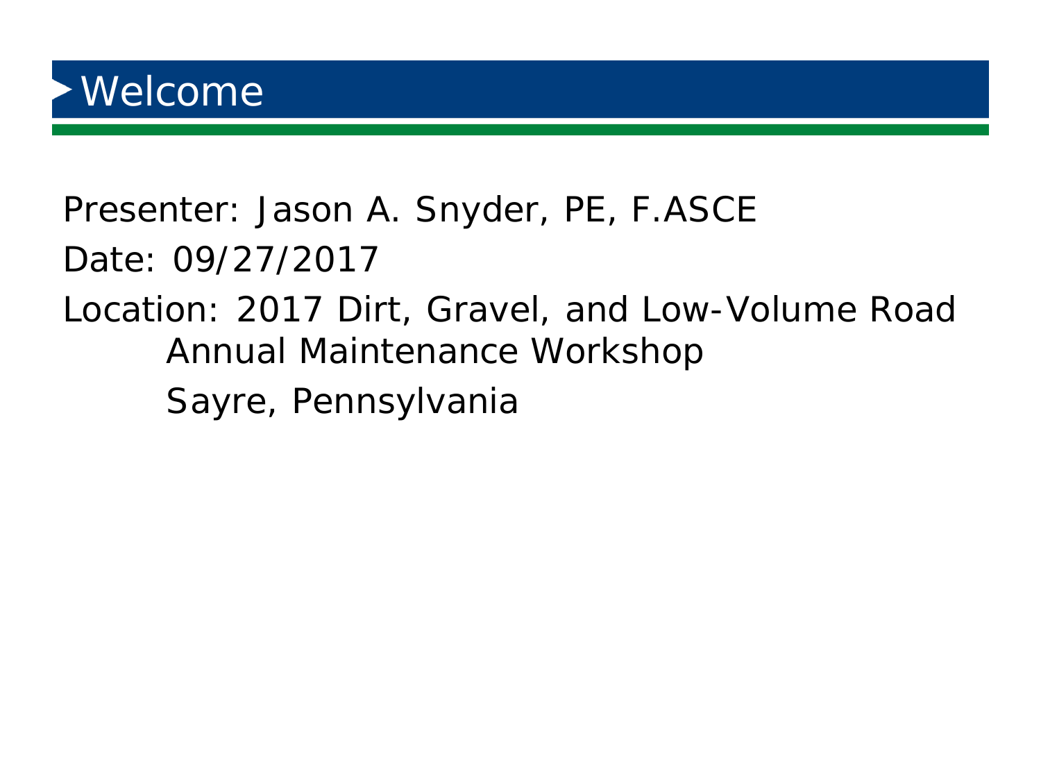# Welcome

Presenter: Jason A. Snyder, PE, F.ASCE

Date: 09/27/2017

Location: 2017 Dirt, Gravel, and Low-Volume Road Annual Maintenance Workshop

Sayre, Pennsylvania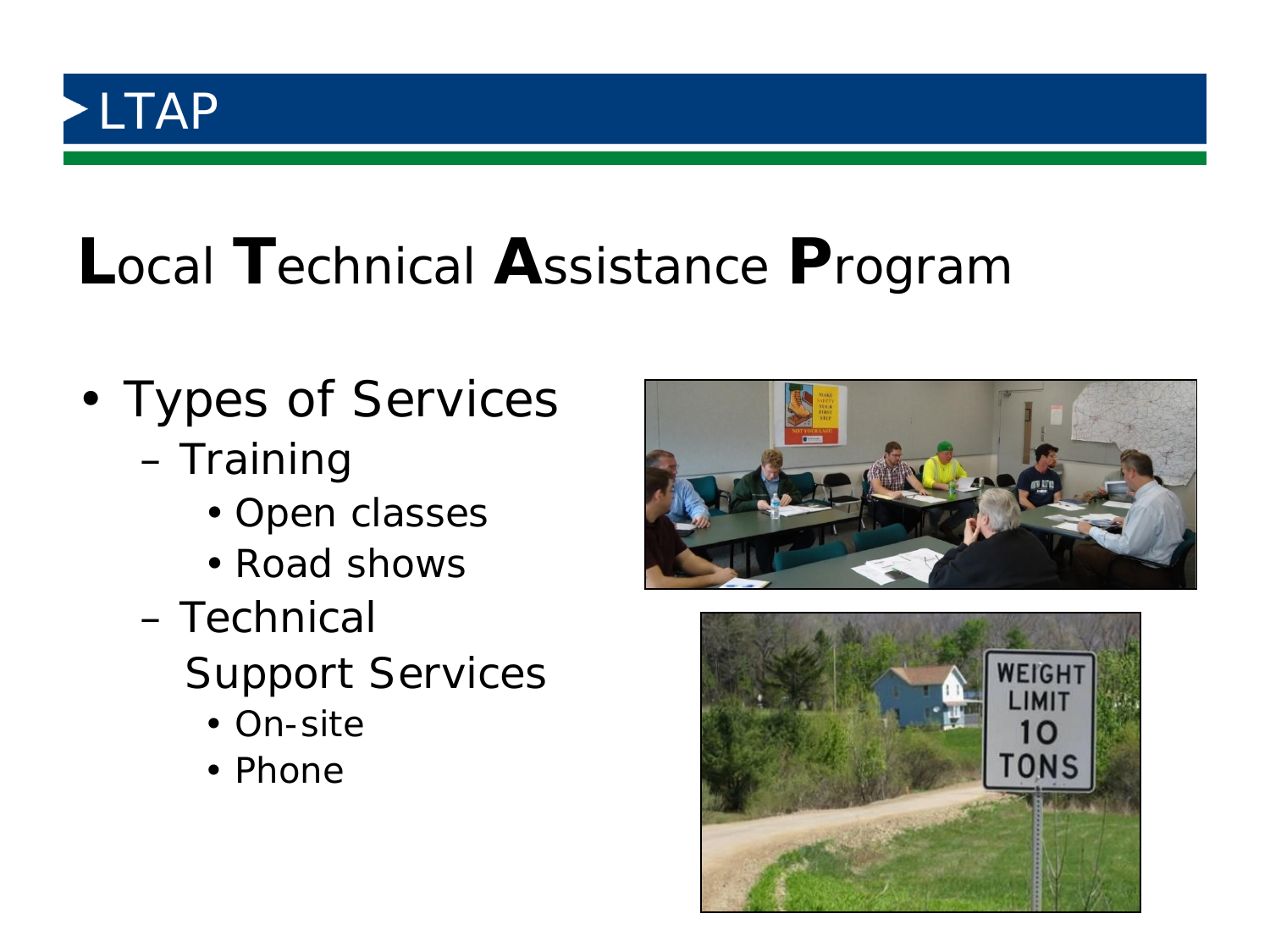# LTAP

## **L**ocal **T**echnical **A**ssistance **P**rogram

- Types of Services
  - Training
    - Open classes
    - Road shows
  - Technical Support Services
    - On-site
    - Phone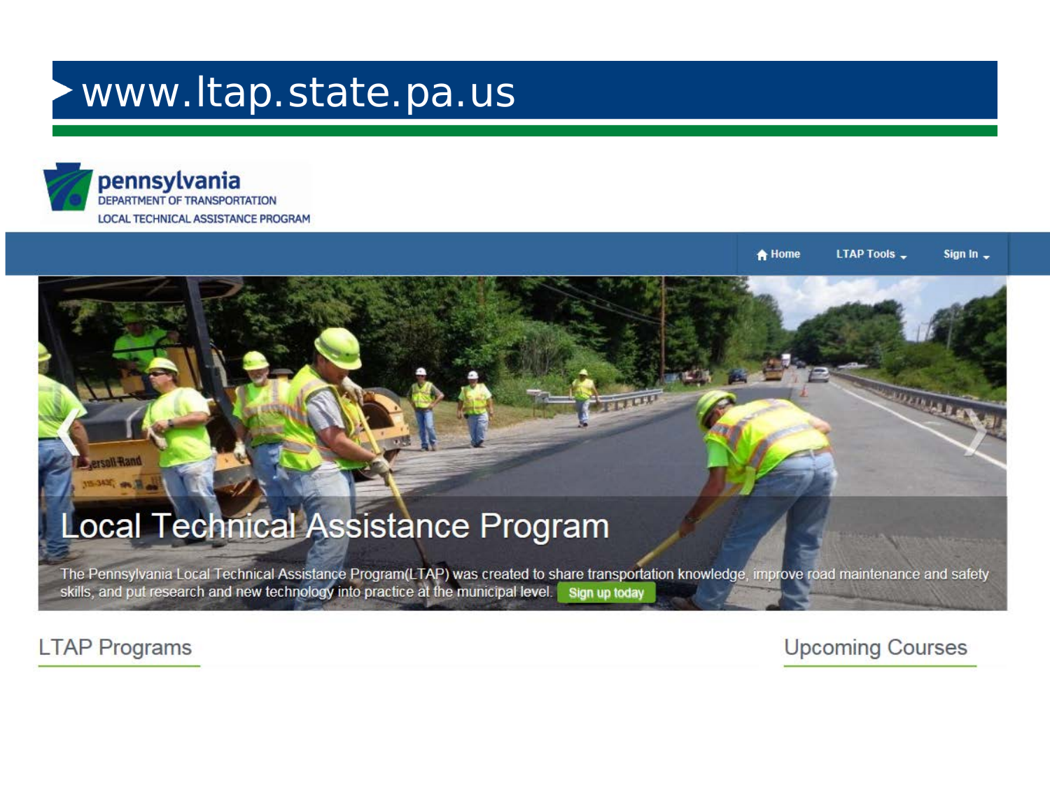# www.ltap.state.pa.us

pennsylvania
DEPARTMENT OF TRANSPORTATION
LOCAL TECHNICAL ASSISTANCE PROGRAM

Home | LTAP Tools | Sign In

## Local Technical Assistance Program

The Pennsylvania Local Technical Assistance Program(LTAP) was created to share transportation knowledge, improve road maintenance and safety skills, and put research and new technology into practice at the municipal level. Sign up today

### LTAP Programs

### Upcoming Courses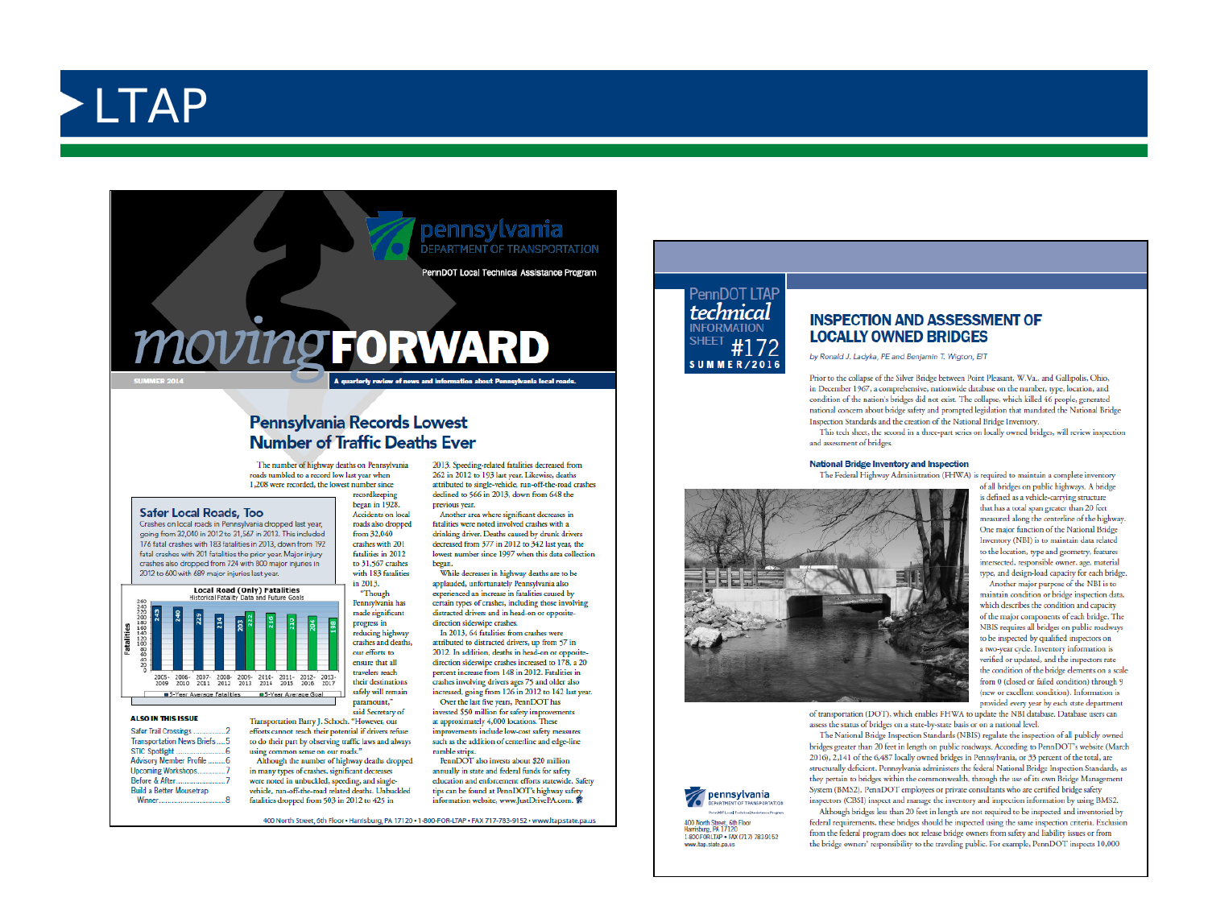# LTAP

pennsylvania
DEPARTMENT OF TRANSPORTATION

PennDOT Local Technical Assistance Program

# moving FORWARD

SUMMER 2014

A quarterly review of news and information about Pennsylvania local roads.

## Pennsylvania Records Lowest Number of Traffic Deaths Ever

The number of highway deaths on Pennsylvania roads tumbled to a record low last year when 1,208 were recorded, the lowest number since recordkeeping began in 1928.

### Safer Local Roads, Too

Crashes on local roads in Pennsylvania dropped last year, going from 32,040 in 2012 to 31,567 in 2013. This included 176 fatal crashes with 183 fatalities in 2013, down from 192 fatal crashes with 201 fatalities the prior year. Major injury crashes also dropped from 724 with 800 major injuries in 2012 to 600 with 699 major injuries last year.

**Local Road (Only) Fatalities**
Historical Fatality Data and Future Goals

| | 2005-2009 | 2006-2010 | 2007-2011 | 2008-2012 | 2009-2013 | 2010-2014 | 2011-2015 | 2012-2016 | 2013-2017 |
|---|---|---|---|---|---|---|---|---|---|
| 5-Year Average Fatalities | 243 | 240 | 229 | 214 | 203 | | | | |
| 5-Year Average Goal | | | | | | 222 | 216 | 210 | 204 / 198 |

Accidents on local roads also dropped from 32,040 crashes with 201 fatalities in 2012 to 31,567 crashes with 183 fatalities in 2013.

"Though Pennsylvania has made significant progress in reducing highway crashes and deaths, our efforts to ensure that all travelers reach their destinations safely will remain paramount," said Secretary of Transportation Barry J. Schoch. "However, our efforts cannot reach their potential if drivers refuse to do their part by observing traffic laws and always using common sense on our roads."

Although the number of highway deaths dropped in many types of crashes, significant decreases were noted in unbuckled, speeding, and single-vehicle, run-off-the-road related deaths. Unbuckled fatalities dropped from 503 in 2012 to 425 in 2013. Speeding-related fatalities decreased from 262 in 2012 to 193 last year. Likewise, deaths attributed to single-vehicle, run-off-the-road crashes declined to 566 in 2013, down from 648 the previous year.

Another area where significant decreases in fatalities were noted involved crashes with a drinking driver. Deaths caused by drunk drivers decreased from 377 in 2012 to 342 last year, the lowest number since 1997 when this data collection began.

While decreases in highway deaths are to be applauded, unfortunately Pennsylvania also experienced an increase in fatalities caused by certain types of crashes, including those involving distracted drivers and in head-on or opposite-direction sideswipe crashes.

In 2013, 64 fatalities from crashes were attributed to distracted drivers, up from 57 in 2012. In addition, deaths in head-on or opposite-direction sideswipe crashes increased to 178, a 20 percent increase from 148 in 2012. Fatalities in crashes involving drivers ages 75 and older also increased, going from 126 in 2012 to 142 last year.

Over the last five years, PennDOT has invested $50 million for safety improvements at approximately 4,000 locations. These improvements include low-cost safety measures such as the addition of centerline and edge-line rumble strips.

PennDOT also invests about $20 million annually in state and federal funds for safety education and enforcement efforts statewide. Safety tips can be found at PennDOT's highway safety information website, www.JustDrivePA.com.

**ALSO IN THIS ISSUE**

- Safer Trail Crossings ............... 2
- Transportation News Briefs .... 5
- STIC Spotlight ........................ 6
- Advisory Member Profile ........ 6
- Upcoming Workshops ............. 7
- Before & After ........................ 7
- Build a Better Mousetrap Winner ................................. 8

400 North Street, 6th Floor • Harrisburg, PA 17120 • 1-800-FOR-LTAP • FAX 717-783-9152 • www.ltapstate.pa.us

---

PennDOT LTAP
technical
INFORMATION SHEET #172
SUMMER/2016

## INSPECTION AND ASSESSMENT OF LOCALLY OWNED BRIDGES

*by Ronald J. Ladyka, PE and Benjamin T. Wigton, EIT*

Prior to the collapse of the Silver Bridge between Point Pleasant, W.Va., and Gallipolis, Ohio, in December 1967, a comprehensive, nationwide database on the number, type, location, and condition of the nation's bridges did not exist. The collapse, which killed 46 people, generated national concern about bridge safety and prompted legislation that mandated the National Bridge Inspection Standards and the creation of the National Bridge Inventory.

This tech sheet, the second in a three-part series on locally owned bridges, will review inspection and assessment of bridges.

### National Bridge Inventory and Inspection

The Federal Highway Administration (FHWA) is required to maintain a complete inventory of all bridges on public highways. A bridge is defined as a vehicle-carrying structure that has a total span greater than 20 feet measured along the centerline of the highway. One major function of the National Bridge Inventory (NBI) is to maintain data related to the location, type and geometry, features intersected, responsible owner, age, material type, and design-load capacity for each bridge.

Another major purpose of the NBI is to maintain condition or bridge inspection data, which describes the condition and capacity of the major components of each bridge. The NBIS requires all bridges on public roadways to be inspected by qualified inspectors on a two-year cycle. Inventory information is verified or updated, and the inspectors rate the condition of the bridge elements on a scale from 0 (closed or failed condition) through 9 (new or excellent condition). Information is provided every year by each state department of transportation (DOT), which enables FHWA to update the NBI database. Database users can assess the status of bridges on a state-by-state basis or on a national level.

The National Bridge Inspection Standards (NBIS) regulate the inspection of all publicly owned bridges greater than 20 feet in length on public roadways. According to PennDOT's website (March 2016), 2,141 of the 6,487 locally owned bridges in Pennsylvania, or 33 percent of the total, are structurally deficient. Pennsylvania administers the federal National Bridge Inspection Standards, as they pertain to bridges within the commonwealth, through the use of its own Bridge Management System (BMS2). PennDOT employees or private consultants who are certified bridge safety inspectors (CBSI) inspect and manage the inventory and inspection information by using BMS2.

Although bridges less than 20 feet in length are not required to be inspected and inventoried by federal requirements, these bridges should be inspected using the same inspection criteria. Exclusion from the federal program does not release bridge owners from safety and liability issues or from the bridge owners' responsibility to the traveling public. For example, PennDOT inspects 10,000

pennsylvania
DEPARTMENT OF TRANSPORTATION

400 North Street, 6th Floor
Harrisburg, PA 17120
1-800-FOR-LTAP • FAX (717) 783-9152
www.ltap.state.pa.us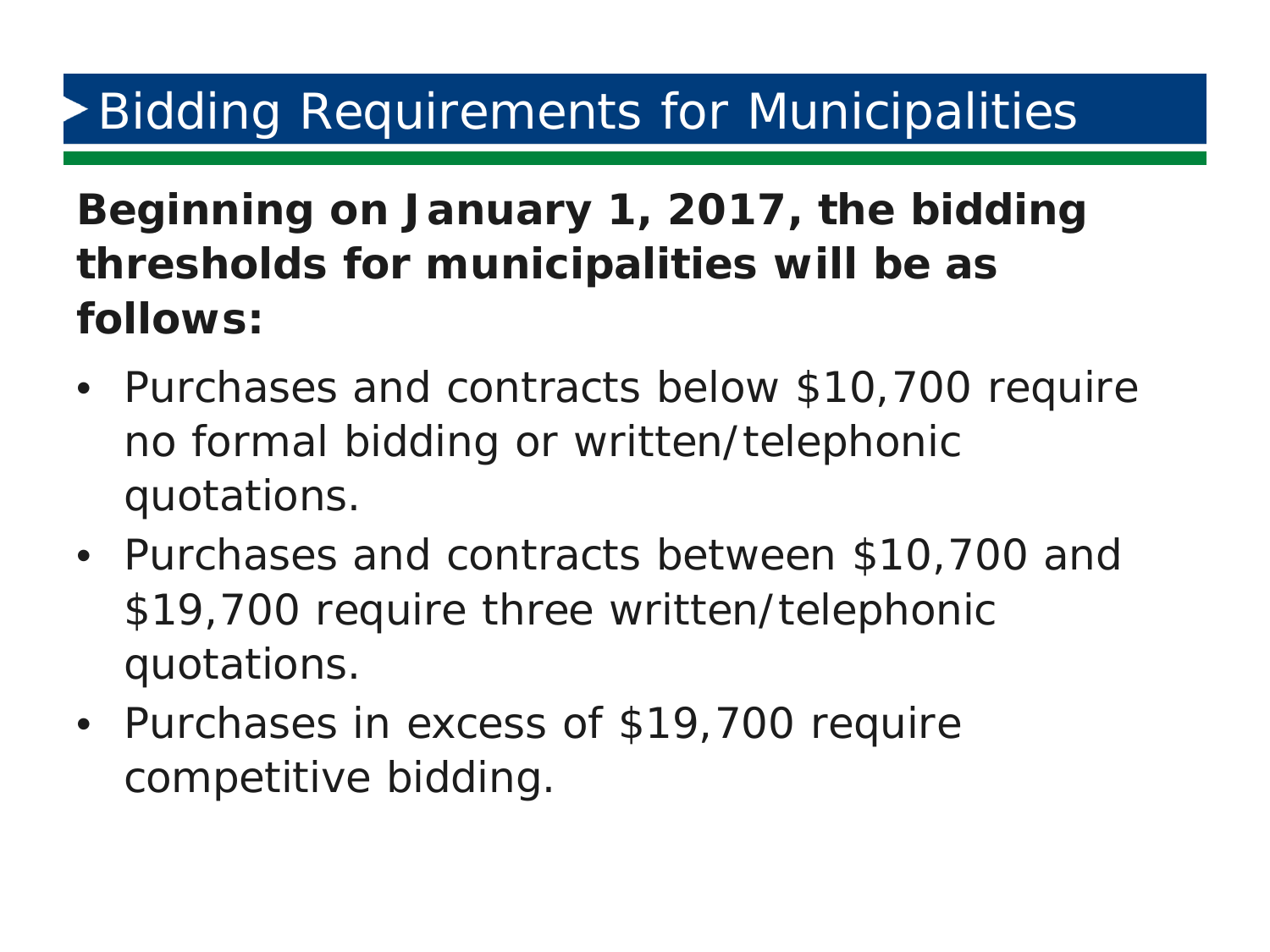# Bidding Requirements for Municipalities

**Beginning on January 1, 2017, the bidding thresholds for municipalities will be as follows:**

- Purchases and contracts below $10,700 require no formal bidding or written/telephonic quotations.
- Purchases and contracts between $10,700 and $19,700 require three written/telephonic quotations.
- Purchases in excess of $19,700 require competitive bidding.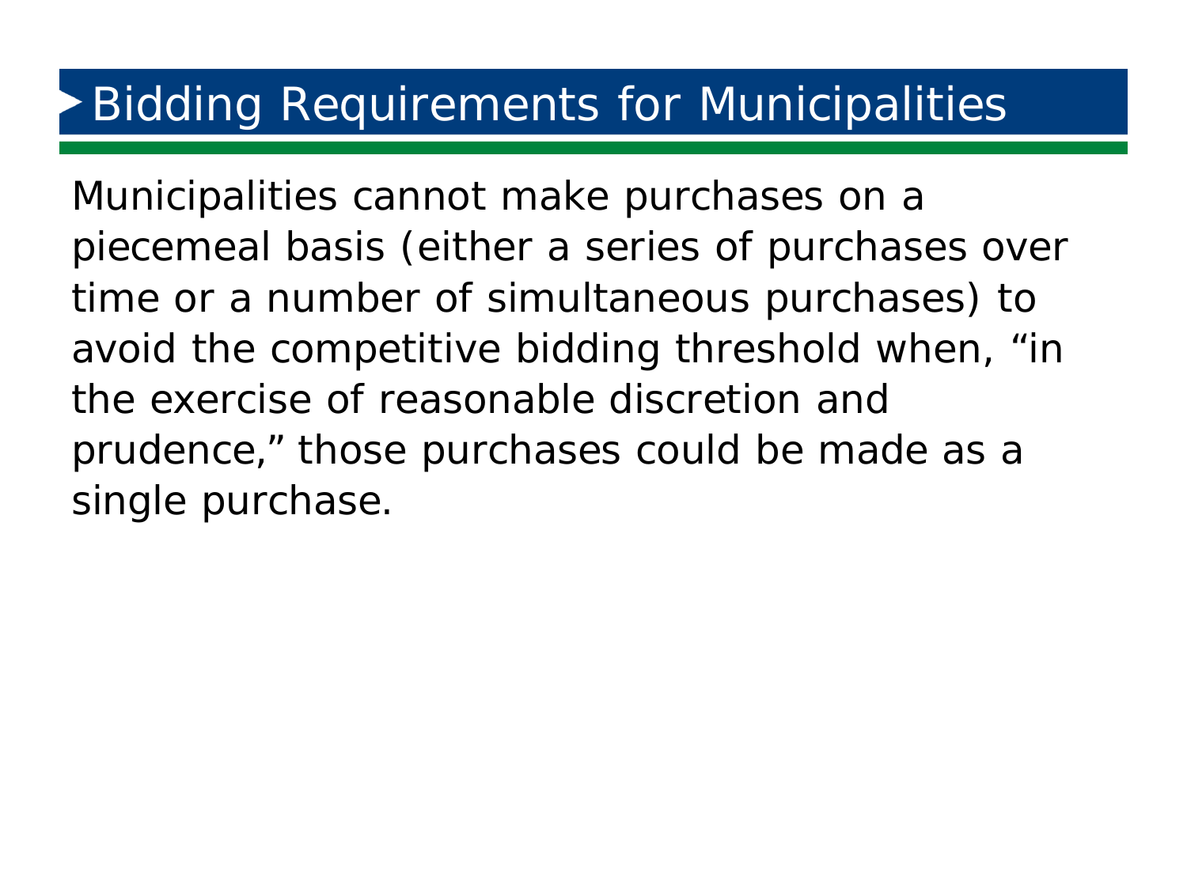# Bidding Requirements for Municipalities

Municipalities cannot make purchases on a piecemeal basis (either a series of purchases over time or a number of simultaneous purchases) to avoid the competitive bidding threshold when, "in the exercise of reasonable discretion and prudence," those purchases could be made as a single purchase.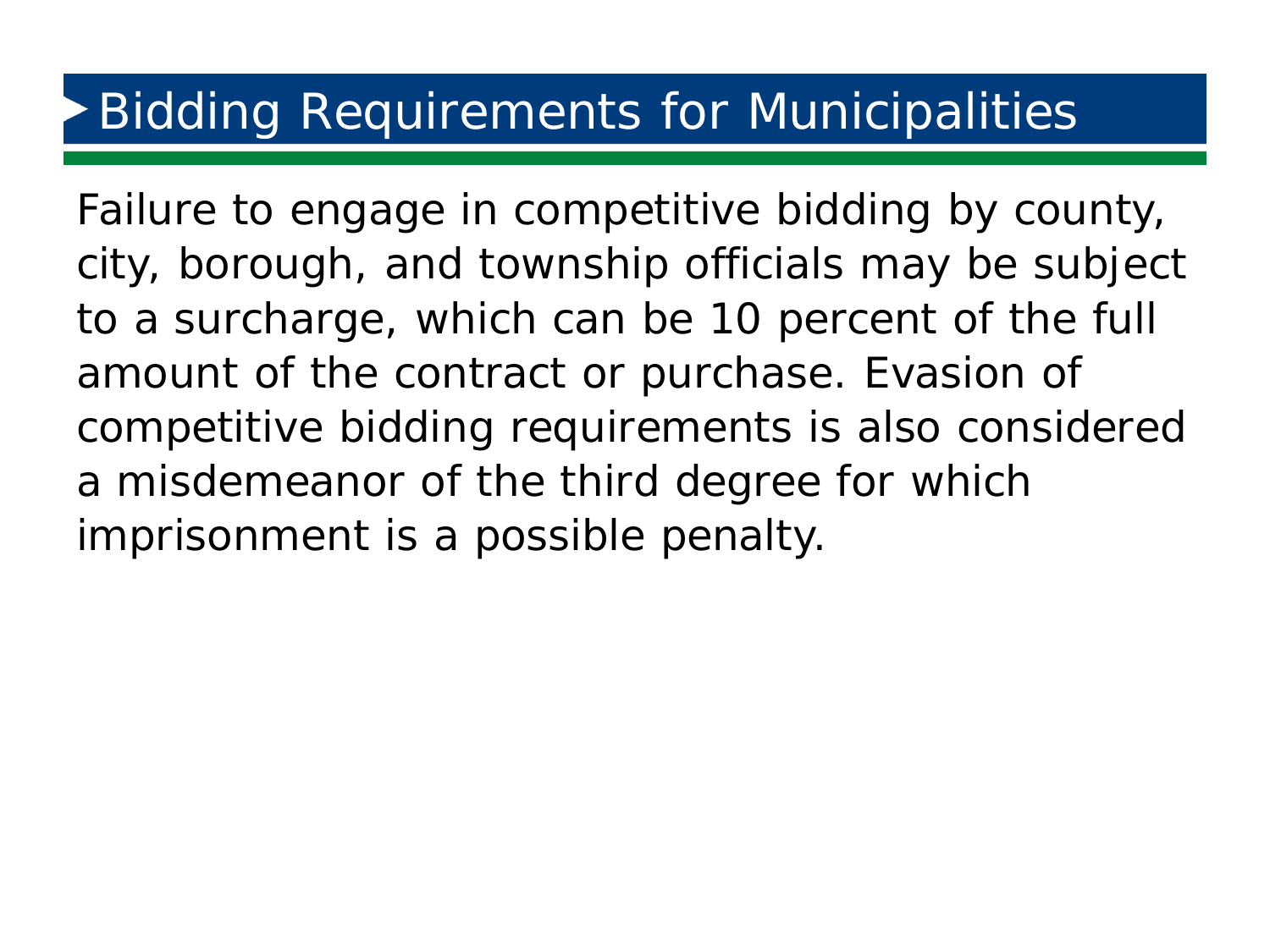# Bidding Requirements for Municipalities

Failure to engage in competitive bidding by county, city, borough, and township officials may be subject to a surcharge, which can be 10 percent of the full amount of the contract or purchase. Evasion of competitive bidding requirements is also considered a misdemeanor of the third degree for which imprisonment is a possible penalty.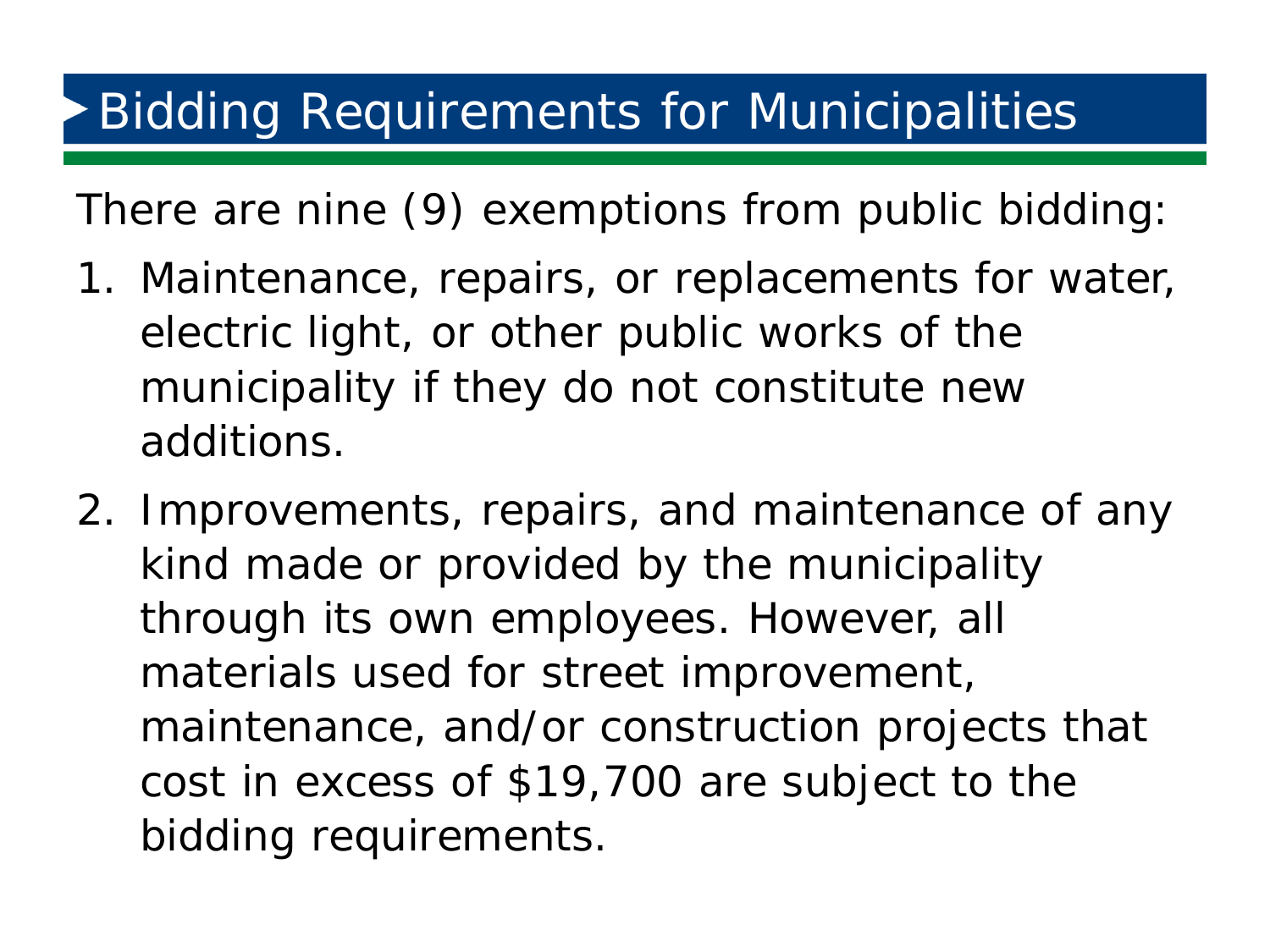# Bidding Requirements for Municipalities

There are nine (9) exemptions from public bidding:

1. Maintenance, repairs, or replacements for water, electric light, or other public works of the municipality if they do not constitute new additions.
2. Improvements, repairs, and maintenance of any kind made or provided by the municipality through its own employees. However, all materials used for street improvement, maintenance, and/or construction projects that cost in excess of $19,700 are subject to the bidding requirements.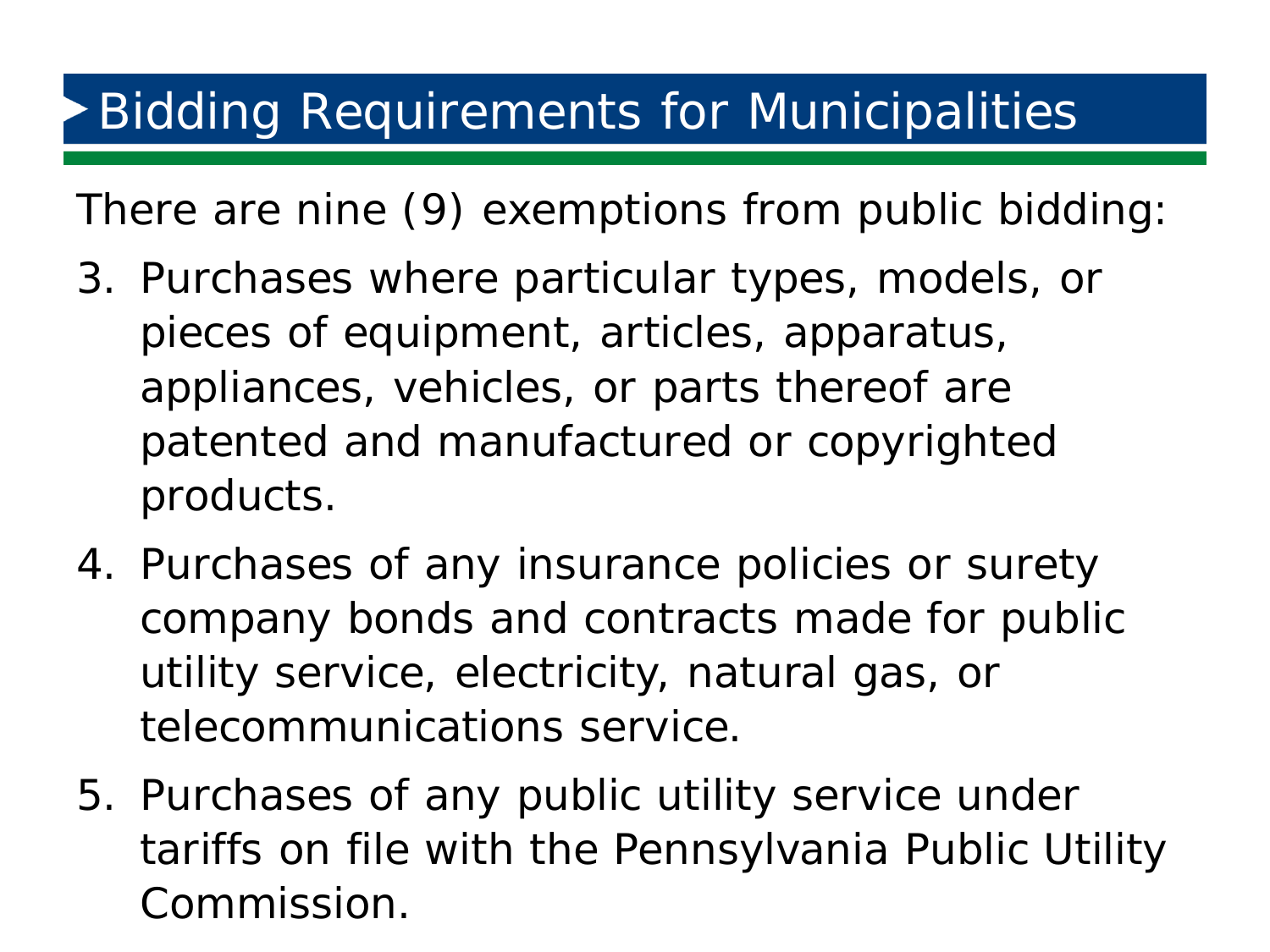# Bidding Requirements for Municipalities

There are nine (9) exemptions from public bidding:

3. Purchases where particular types, models, or pieces of equipment, articles, apparatus, appliances, vehicles, or parts thereof are patented and manufactured or copyrighted products.
4. Purchases of any insurance policies or surety company bonds and contracts made for public utility service, electricity, natural gas, or telecommunications service.
5. Purchases of any public utility service under tariffs on file with the Pennsylvania Public Utility Commission.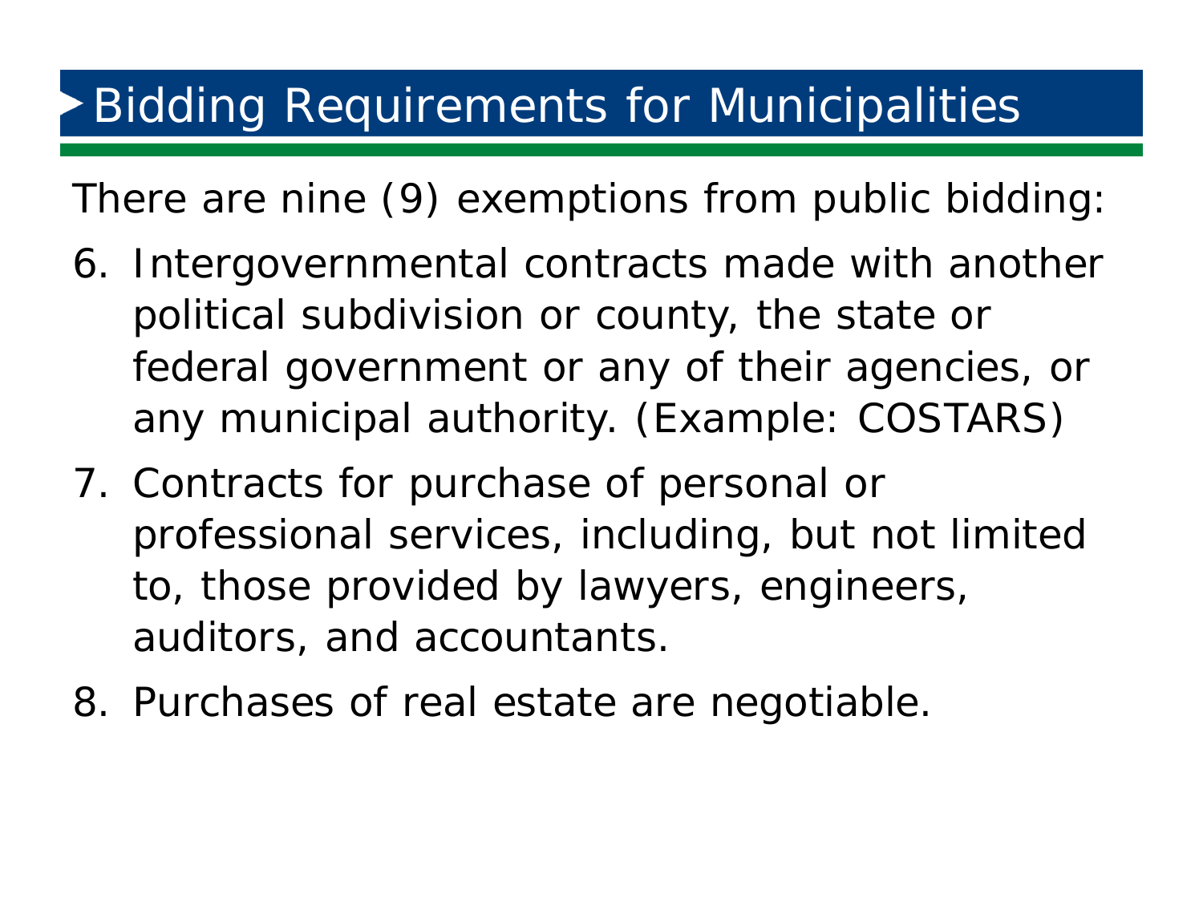# Bidding Requirements for Municipalities

There are nine (9) exemptions from public bidding:

6. Intergovernmental contracts made with another political subdivision or county, the state or federal government or any of their agencies, or any municipal authority. (Example: COSTARS)
7. Contracts for purchase of personal or professional services, including, but not limited to, those provided by lawyers, engineers, auditors, and accountants.
8. Purchases of real estate are negotiable.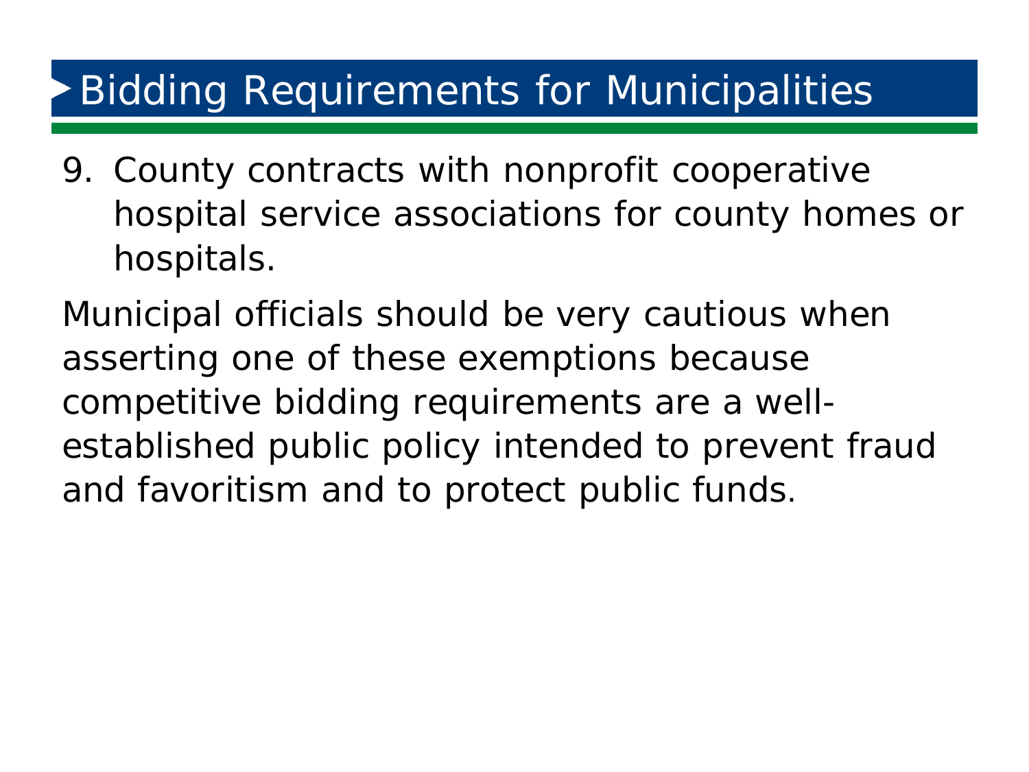# Bidding Requirements for Municipalities

9. County contracts with nonprofit cooperative hospital service associations for county homes or hospitals.

Municipal officials should be very cautious when asserting one of these exemptions because competitive bidding requirements are a well-established public policy intended to prevent fraud and favoritism and to protect public funds.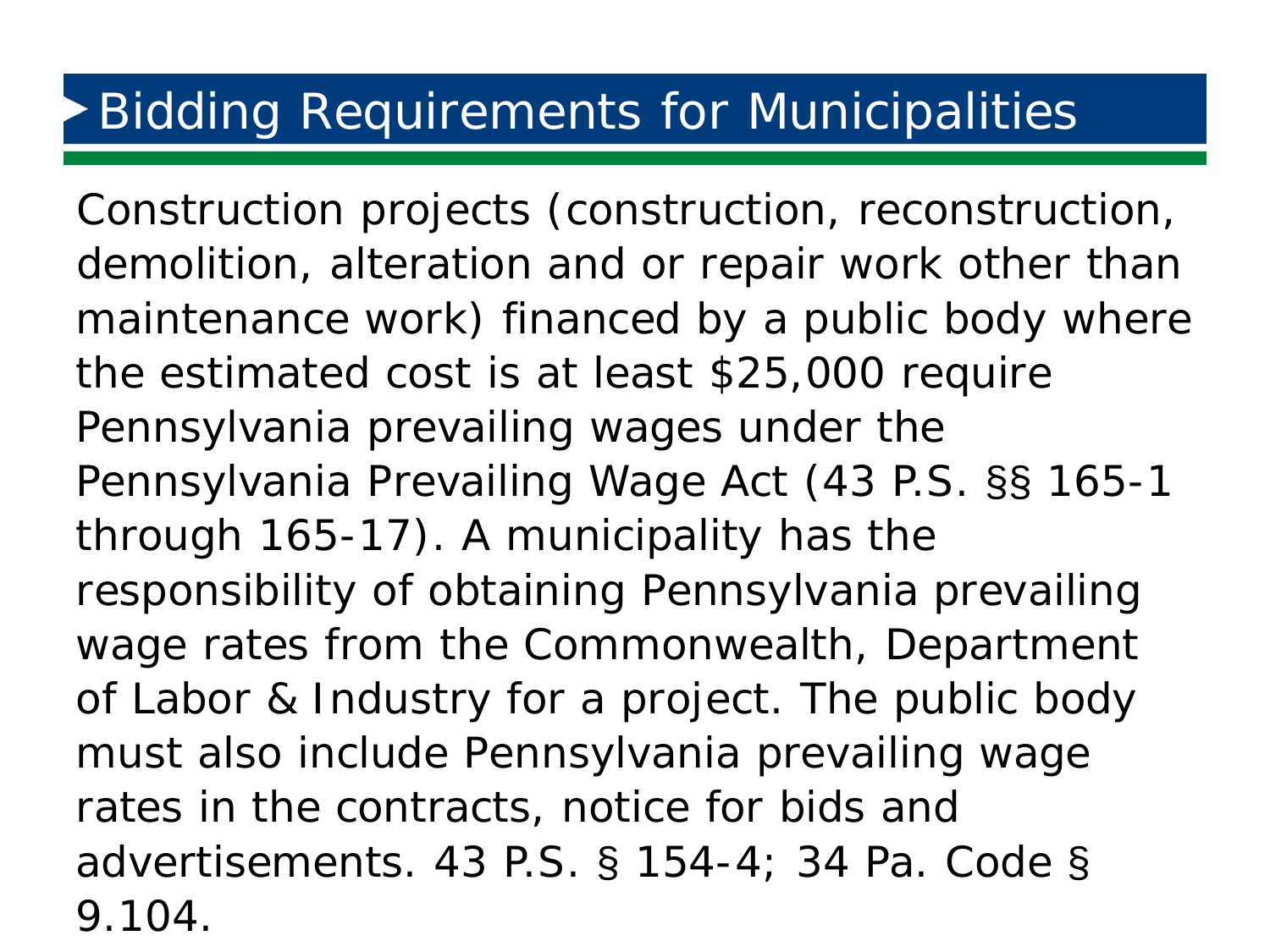# Bidding Requirements for Municipalities

Construction projects (construction, reconstruction, demolition, alteration and or repair work other than maintenance work) financed by a public body where the estimated cost is at least $25,000 require Pennsylvania prevailing wages under the Pennsylvania Prevailing Wage Act (43 P.S. §§ 165-1 through 165-17). A municipality has the responsibility of obtaining Pennsylvania prevailing wage rates from the Commonwealth, Department of Labor & Industry for a project. The public body must also include Pennsylvania prevailing wage rates in the contracts, notice for bids and advertisements. 43 P.S. § 154-4; 34 Pa. Code § 9.104.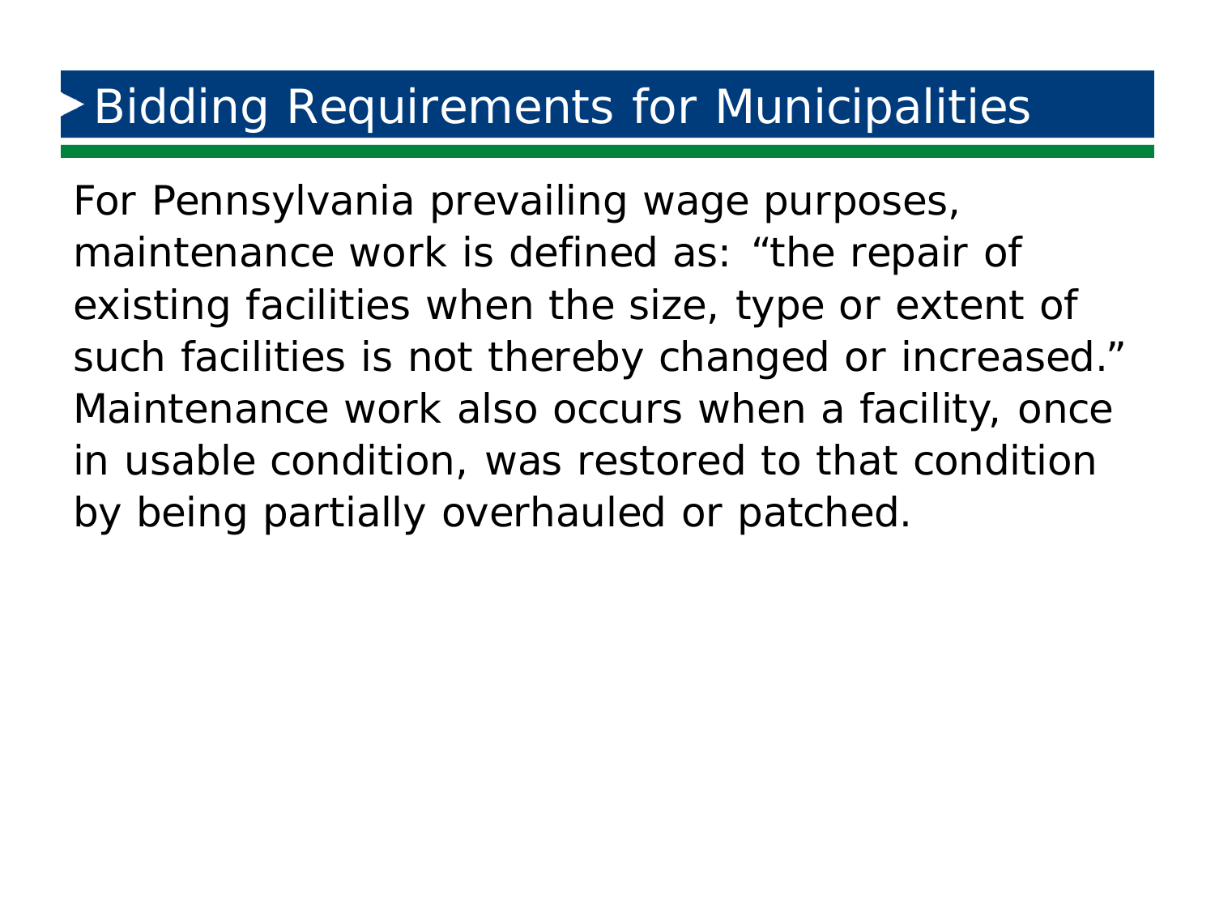# Bidding Requirements for Municipalities

For Pennsylvania prevailing wage purposes, maintenance work is defined as: "the repair of existing facilities when the size, type or extent of such facilities is not thereby changed or increased." Maintenance work also occurs when a facility, once in usable condition, was restored to that condition by being partially overhauled or patched.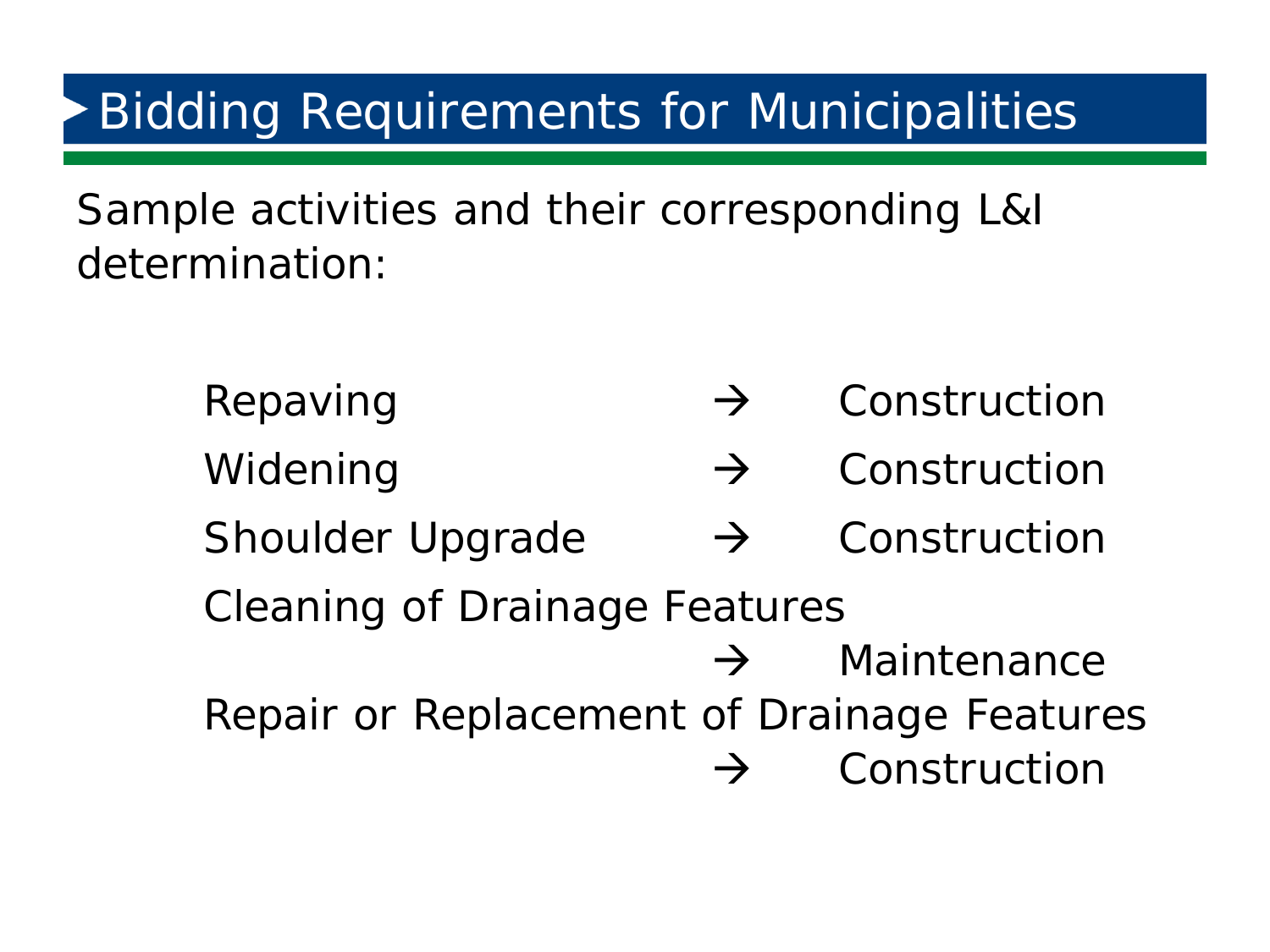# Bidding Requirements for Municipalities

Sample activities and their corresponding L&I determination:

- Repaving → Construction
- Widening → Construction
- Shoulder Upgrade → Construction
- Cleaning of Drainage Features → Maintenance
- Repair or Replacement of Drainage Features → Construction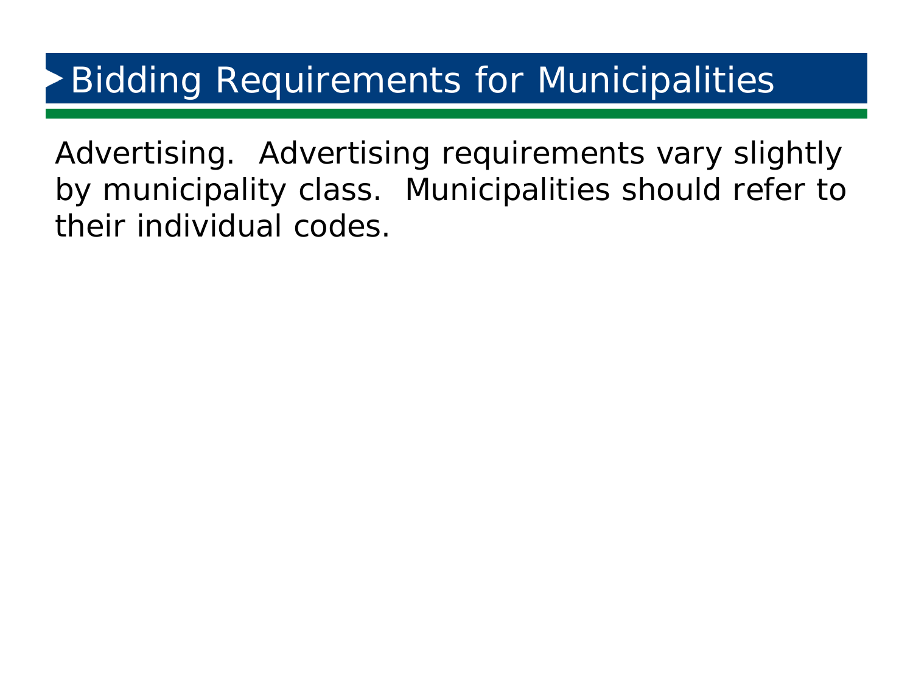# Bidding Requirements for Municipalities

Advertising. Advertising requirements vary slightly by municipality class. Municipalities should refer to their individual codes.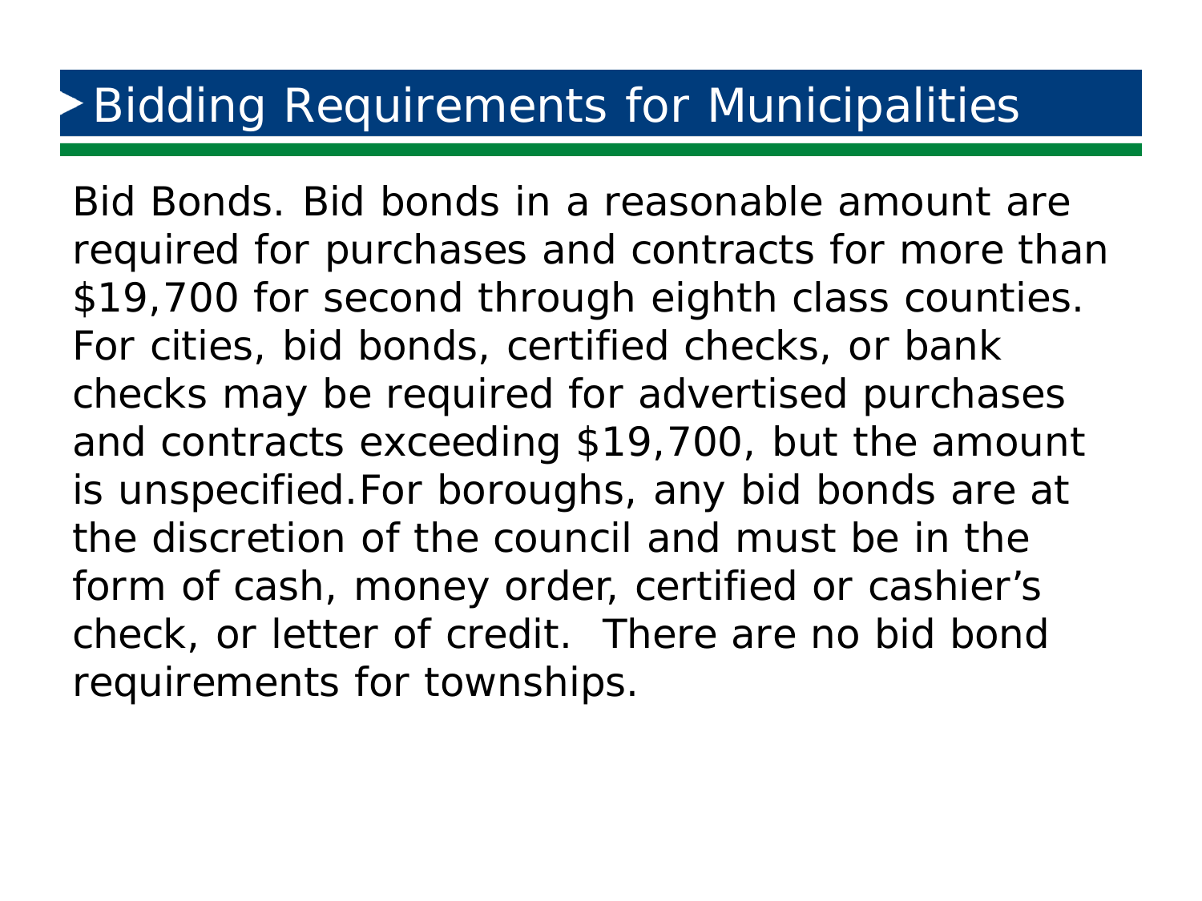# Bidding Requirements for Municipalities

Bid Bonds. Bid bonds in a reasonable amount are required for purchases and contracts for more than $19,700 for second through eighth class counties. For cities, bid bonds, certified checks, or bank checks may be required for advertised purchases and contracts exceeding $19,700, but the amount is unspecified.For boroughs, any bid bonds are at the discretion of the council and must be in the form of cash, money order, certified or cashier's check, or letter of credit. There are no bid bond requirements for townships.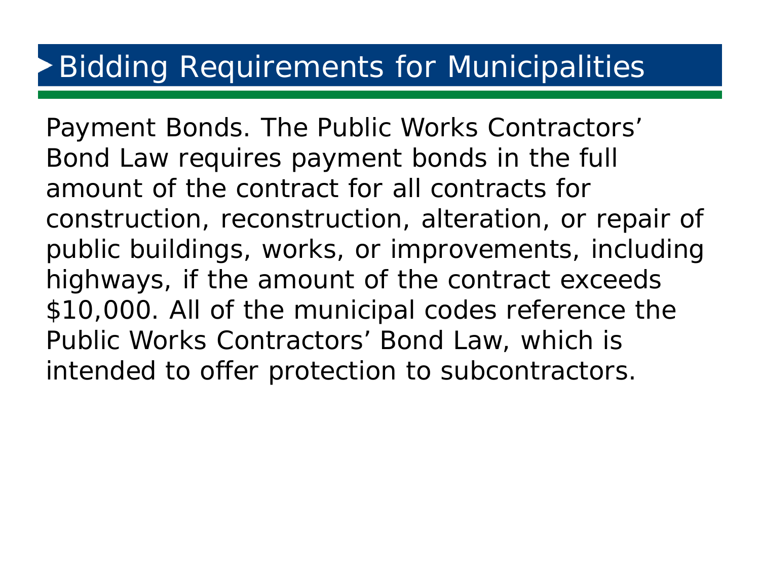# Bidding Requirements for Municipalities

Payment Bonds. The Public Works Contractors' Bond Law requires payment bonds in the full amount of the contract for all contracts for construction, reconstruction, alteration, or repair of public buildings, works, or improvements, including highways, if the amount of the contract exceeds $10,000. All of the municipal codes reference the Public Works Contractors' Bond Law, which is intended to offer protection to subcontractors.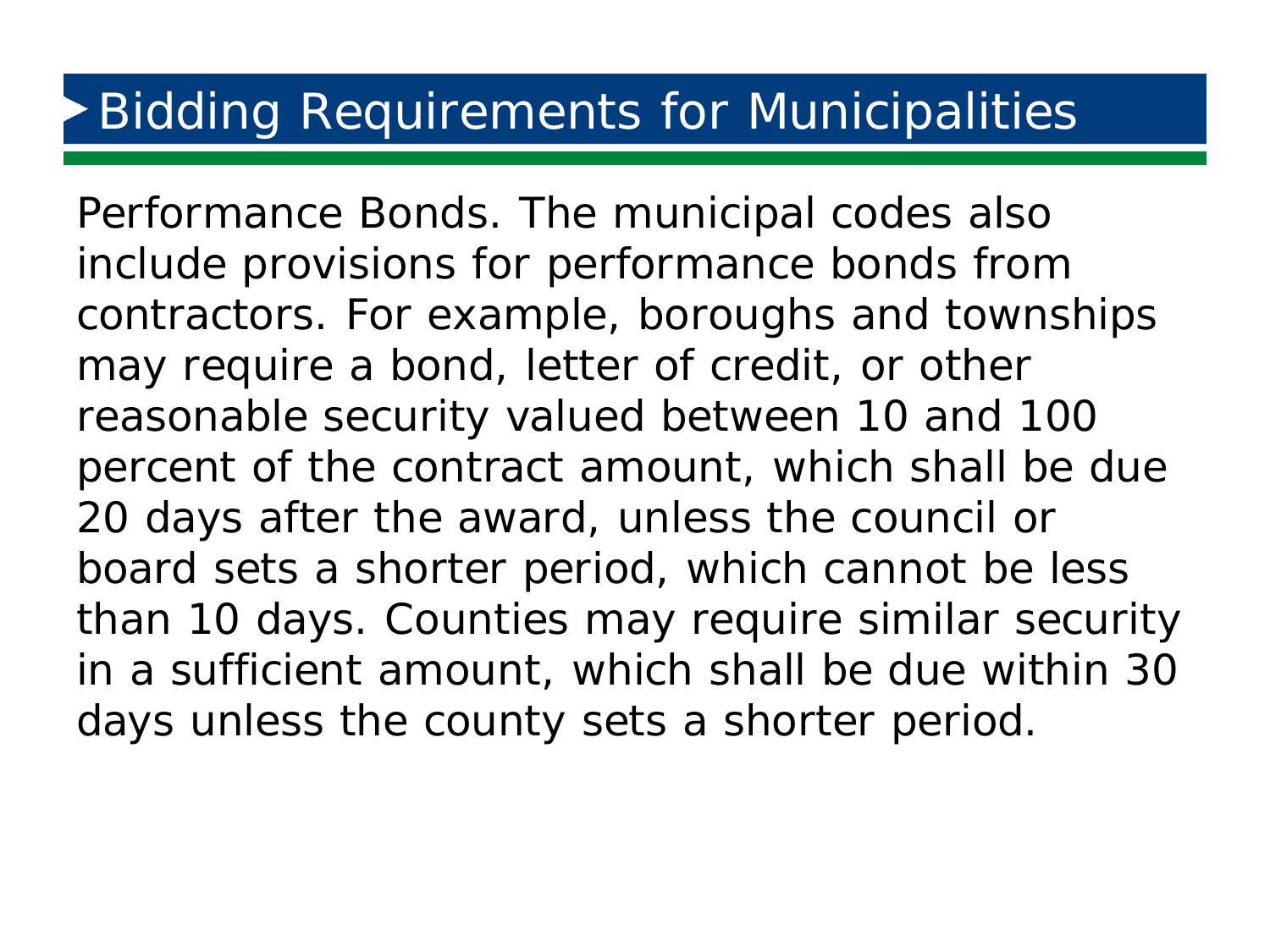# Bidding Requirements for Municipalities

Performance Bonds. The municipal codes also include provisions for performance bonds from contractors. For example, boroughs and townships may require a bond, letter of credit, or other reasonable security valued between 10 and 100 percent of the contract amount, which shall be due 20 days after the award, unless the council or board sets a shorter period, which cannot be less than 10 days. Counties may require similar security in a sufficient amount, which shall be due within 30 days unless the county sets a shorter period.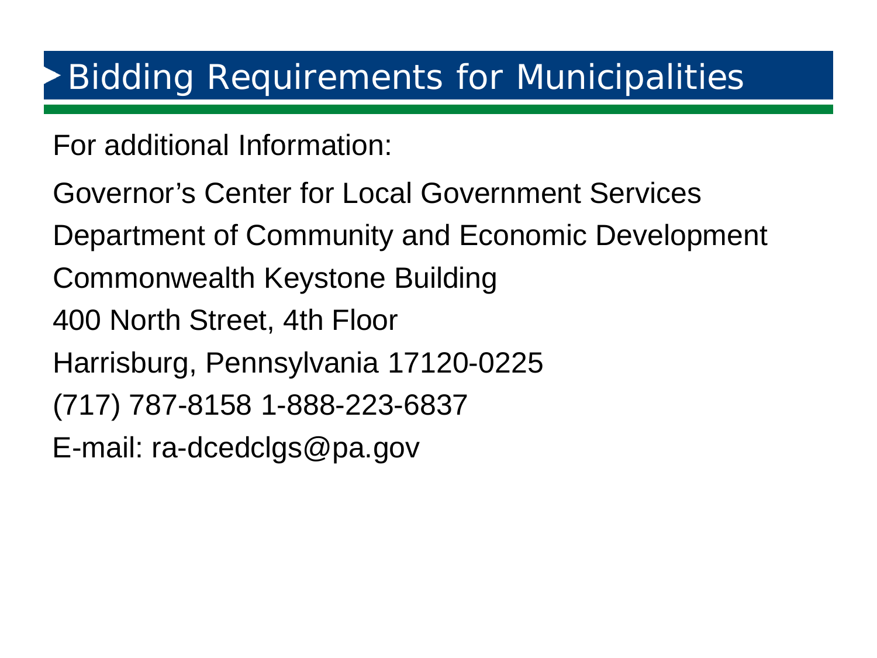# Bidding Requirements for Municipalities

For additional Information:

Governor's Center for Local Government Services

Department of Community and Economic Development

Commonwealth Keystone Building

400 North Street, 4th Floor

Harrisburg, Pennsylvania 17120-0225

(717) 787-8158 1-888-223-6837

E-mail: ra-dcedclgs@pa.gov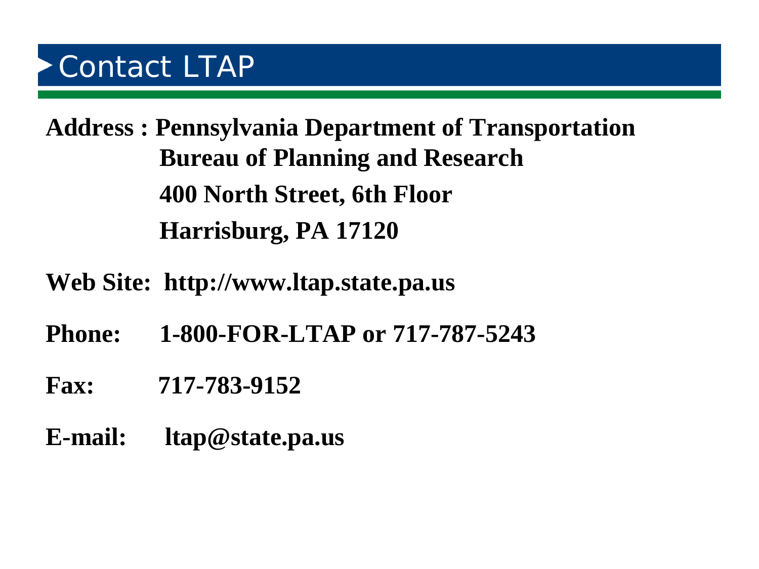# Contact LTAP

**Address : Pennsylvania Department of Transportation**
**Bureau of Planning and Research**
**400 North Street, 6th Floor**
**Harrisburg, PA 17120**

**Web Site: http://www.ltap.state.pa.us**

**Phone: 1-800-FOR-LTAP or 717-787-5243**

**Fax: 717-783-9152**

**E-mail: ltap@state.pa.us**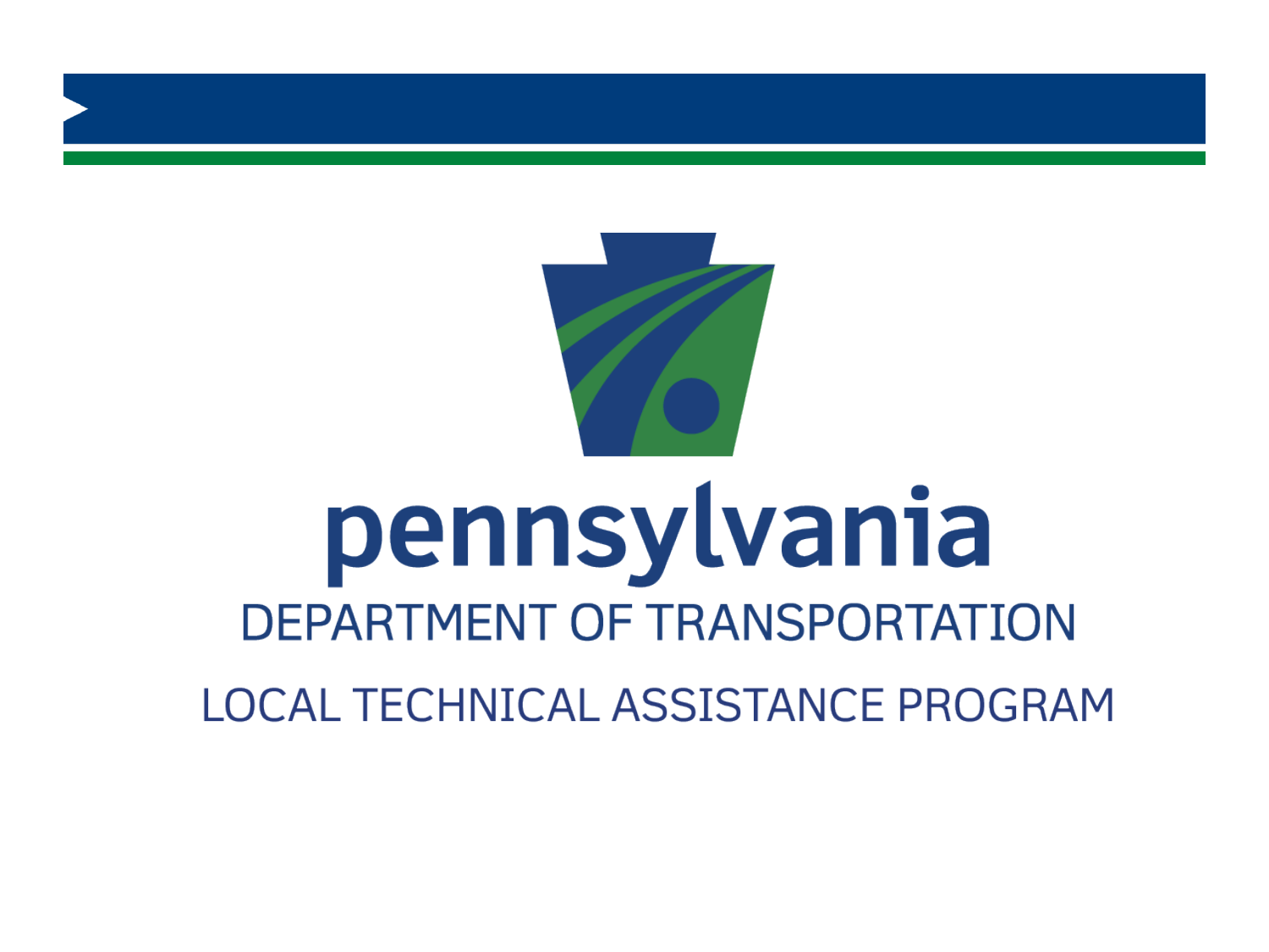pennsylvania
DEPARTMENT OF TRANSPORTATION

LOCAL TECHNICAL ASSISTANCE PROGRAM